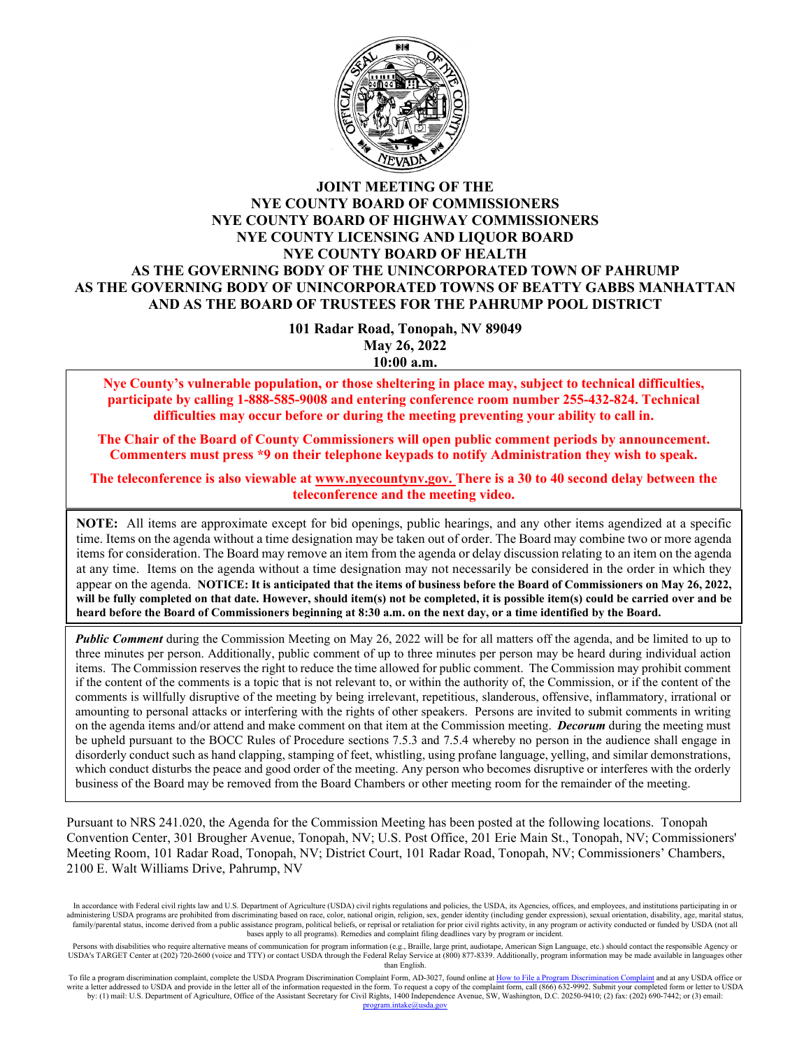# JOINT MEETING OF THE
# NYE COUNTY BOARD OF COMMISSIONERS
# NYE COUNTY BOARD OF HIGHWAY COMMISSIONERS
# NYE COUNTY LICENSING AND LIQUOR BOARD
# NYE COUNTY BOARD OF HEALTH
# AS THE GOVERNING BODY OF THE UNINCORPORATED TOWN OF PAHRUMP
# AS THE GOVERNING BODY OF UNINCORPORATED TOWNS OF BEATTY GABBS MANHATTAN
# AND AS THE BOARD OF TRUSTEES FOR THE PAHRUMP POOL DISTRICT

**101 Radar Road, Tonopah, NV 89049**
**May 26, 2022**
**10:00 a.m.**

**Nye County's vulnerable population, or those sheltering in place may, subject to technical difficulties, participate by calling 1-888-585-9008 and entering conference room number 255-432-824. Technical difficulties may occur before or during the meeting preventing your ability to call in.**

**The Chair of the Board of County Commissioners will open public comment periods by announcement. Commenters must press *9 on their telephone keypads to notify Administration they wish to speak.**

**The teleconference is also viewable at www.nyecountynv.gov. There is a 30 to 40 second delay between the teleconference and the meeting video.**

**NOTE:** All items are approximate except for bid openings, public hearings, and any other items agendized at a specific time. Items on the agenda without a time designation may be taken out of order. The Board may combine two or more agenda items for consideration. The Board may remove an item from the agenda or delay discussion relating to an item on the agenda at any time. Items on the agenda without a time designation may not necessarily be considered in the order in which they appear on the agenda. **NOTICE: It is anticipated that the items of business before the Board of Commissioners on May 26, 2022, will be fully completed on that date. However, should item(s) not be completed, it is possible item(s) could be carried over and be heard before the Board of Commissioners beginning at 8:30 a.m. on the next day, or a time identified by the Board.**

***Public Comment*** during the Commission Meeting on May 26, 2022 will be for all matters off the agenda, and be limited to up to three minutes per person. Additionally, public comment of up to three minutes per person may be heard during individual action items. The Commission reserves the right to reduce the time allowed for public comment. The Commission may prohibit comment if the content of the comments is a topic that is not relevant to, or within the authority of, the Commission, or if the content of the comments is willfully disruptive of the meeting by being irrelevant, repetitious, slanderous, offensive, inflammatory, irrational or amounting to personal attacks or interfering with the rights of other speakers. Persons are invited to submit comments in writing on the agenda items and/or attend and make comment on that item at the Commission meeting. ***Decorum*** during the meeting must be upheld pursuant to the BOCC Rules of Procedure sections 7.5.3 and 7.5.4 whereby no person in the audience shall engage in disorderly conduct such as hand clapping, stamping of feet, whistling, using profane language, yelling, and similar demonstrations, which conduct disturbs the peace and good order of the meeting. Any person who becomes disruptive or interferes with the orderly business of the Board may be removed from the Board Chambers or other meeting room for the remainder of the meeting.

Pursuant to NRS 241.020, the Agenda for the Commission Meeting has been posted at the following locations. Tonopah Convention Center, 301 Brougher Avenue, Tonopah, NV; U.S. Post Office, 201 Erie Main St., Tonopah, NV; Commissioners' Meeting Room, 101 Radar Road, Tonopah, NV; District Court, 101 Radar Road, Tonopah, NV; Commissioners' Chambers, 2100 E. Walt Williams Drive, Pahrump, NV

In accordance with Federal civil rights law and U.S. Department of Agriculture (USDA) civil rights regulations and policies, the USDA, its Agencies, offices, and employees, and institutions participating in or administering USDA programs are prohibited from discriminating based on race, color, national origin, religion, sex, gender identity (including gender expression), sexual orientation, disability, age, marital status, family/parental status, income derived from a public assistance program, political beliefs, or reprisal or retaliation for prior civil rights activity, in any program or activity conducted or funded by USDA (not all bases apply to all programs). Remedies and complaint filing deadlines vary by program or incident.

Persons with disabilities who require alternative means of communication for program information (e.g., Braille, large print, audiotape, American Sign Language, etc.) should contact the responsible Agency or USDA's TARGET Center at (202) 720-2600 (voice and TTY) or contact USDA through the Federal Relay Service at (800) 877-8339. Additionally, program information may be made available in languages other than English.

To file a program discrimination complaint, complete the USDA Program Discrimination Complaint Form, AD-3027, found online at How to File a Program Discrimination Complaint and at any USDA office or write a letter addressed to USDA and provide in the letter all of the information requested in the form. To request a copy of the complaint form, call (866) 632-9992. Submit your completed form or letter to USDA by: (1) mail: U.S. Department of Agriculture, Office of the Assistant Secretary for Civil Rights, 1400 Independence Avenue, SW, Washington, D.C. 20250-9410; (2) fax: (202) 690-7442; or (3) email: program.intake@usda.gov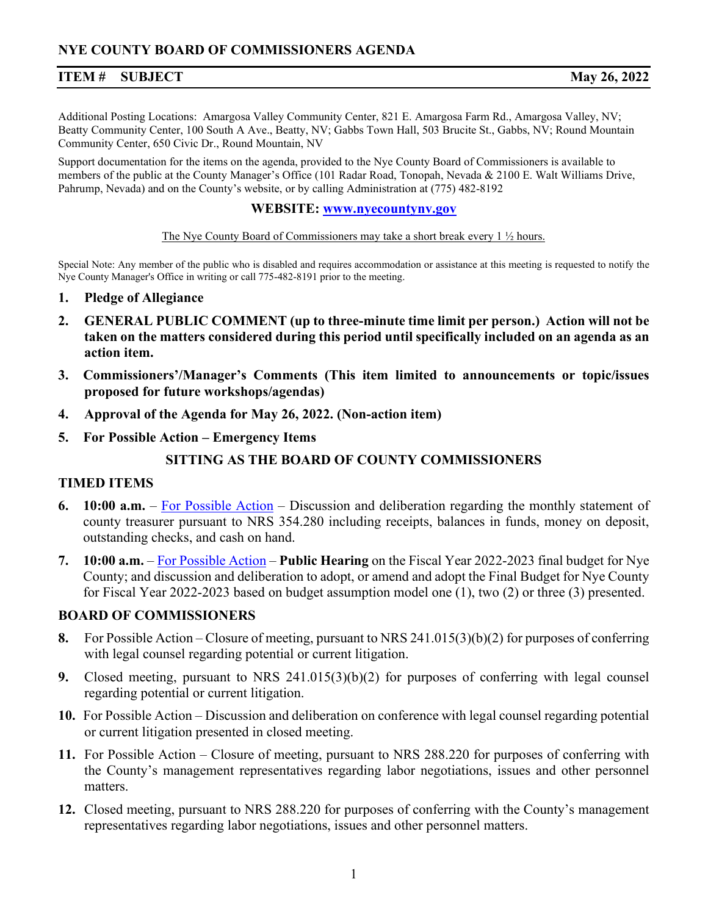# NYE COUNTY BOARD OF COMMISSIONERS AGENDA

**ITEM # SUBJECT** **May 26, 2022**

Additional Posting Locations: Amargosa Valley Community Center, 821 E. Amargosa Farm Rd., Amargosa Valley, NV; Beatty Community Center, 100 South A Ave., Beatty, NV; Gabbs Town Hall, 503 Brucite St., Gabbs, NV; Round Mountain Community Center, 650 Civic Dr., Round Mountain, NV

Support documentation for the items on the agenda, provided to the Nye County Board of Commissioners is available to members of the public at the County Manager's Office (101 Radar Road, Tonopah, Nevada & 2100 E. Walt Williams Drive, Pahrump, Nevada) and on the County's website, or by calling Administration at (775) 482-8192

**WEBSITE: [www.nyecountynv.gov](www.nyecountynv.gov)**

The Nye County Board of Commissioners may take a short break every 1 ½ hours.

Special Note: Any member of the public who is disabled and requires accommodation or assistance at this meeting is requested to notify the Nye County Manager's Office in writing or call 775-482-8191 prior to the meeting.

1. **Pledge of Allegiance**
2. **GENERAL PUBLIC COMMENT (up to three-minute time limit per person.) Action will not be taken on the matters considered during this period until specifically included on an agenda as an action item.**
3. **Commissioners'/Manager's Comments (This item limited to announcements or topic/issues proposed for future workshops/agendas)**
4. **Approval of the Agenda for May 26, 2022. (Non-action item)**
5. **For Possible Action – Emergency Items**

## SITTING AS THE BOARD OF COUNTY COMMISSIONERS

## TIMED ITEMS

6. **10:00 a.m.** – For Possible Action – Discussion and deliberation regarding the monthly statement of county treasurer pursuant to NRS 354.280 including receipts, balances in funds, money on deposit, outstanding checks, and cash on hand.
7. **10:00 a.m.** – For Possible Action – **Public Hearing** on the Fiscal Year 2022-2023 final budget for Nye County; and discussion and deliberation to adopt, or amend and adopt the Final Budget for Nye County for Fiscal Year 2022-2023 based on budget assumption model one (1), two (2) or three (3) presented.

## BOARD OF COMMISSIONERS

8. For Possible Action – Closure of meeting, pursuant to NRS 241.015(3)(b)(2) for purposes of conferring with legal counsel regarding potential or current litigation.
9. Closed meeting, pursuant to NRS 241.015(3)(b)(2) for purposes of conferring with legal counsel regarding potential or current litigation.
10. For Possible Action – Discussion and deliberation on conference with legal counsel regarding potential or current litigation presented in closed meeting.
11. For Possible Action – Closure of meeting, pursuant to NRS 288.220 for purposes of conferring with the County's management representatives regarding labor negotiations, issues and other personnel matters.
12. Closed meeting, pursuant to NRS 288.220 for purposes of conferring with the County's management representatives regarding labor negotiations, issues and other personnel matters.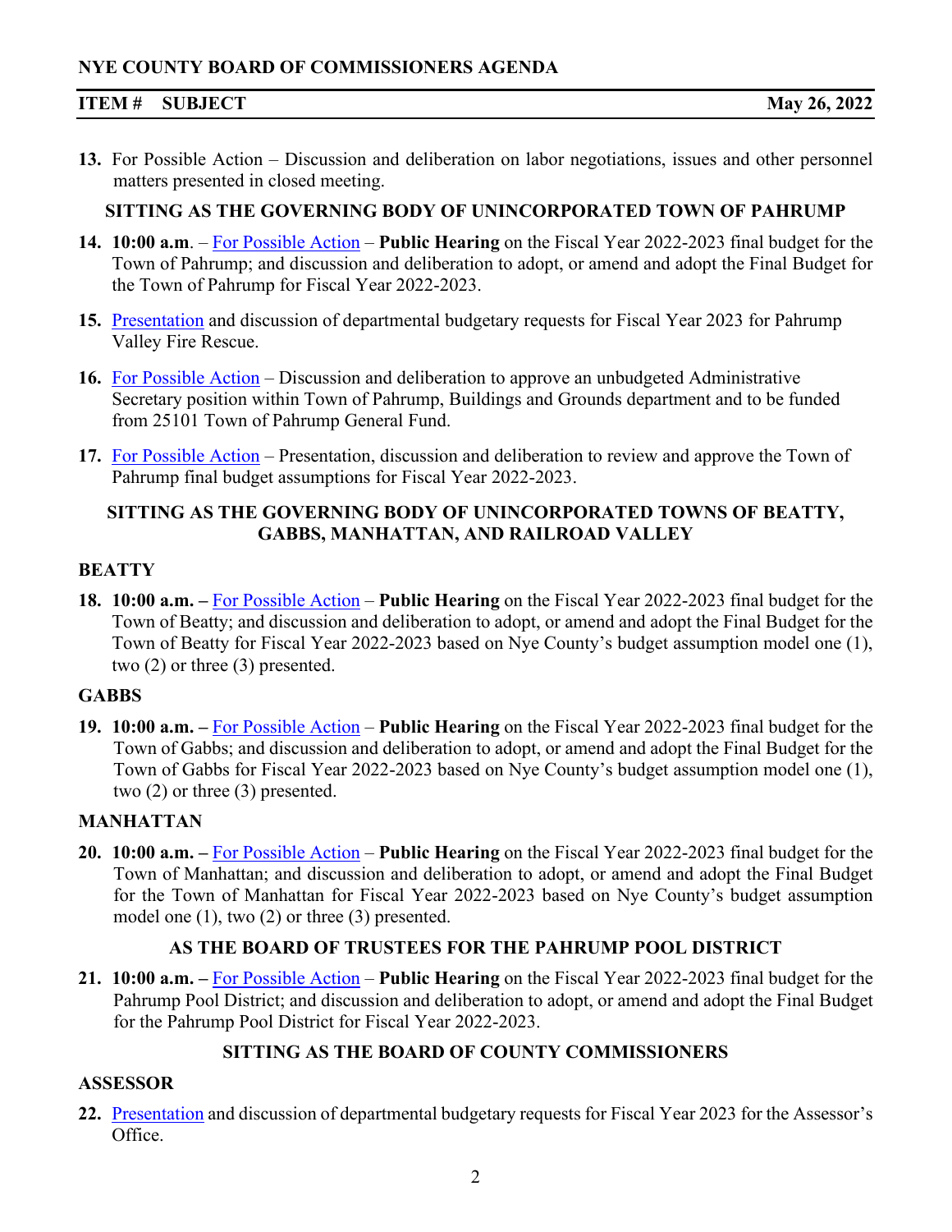**NYE COUNTY BOARD OF COMMISSIONERS AGENDA**

**ITEM # SUBJECT** **May 26, 2022**

**13.** For Possible Action – Discussion and deliberation on labor negotiations, issues and other personnel matters presented in closed meeting.

**SITTING AS THE GOVERNING BODY OF UNINCORPORATED TOWN OF PAHRUMP**

**14. 10:00 a.m**. – For Possible Action – **Public Hearing** on the Fiscal Year 2022-2023 final budget for the Town of Pahrump; and discussion and deliberation to adopt, or amend and adopt the Final Budget for the Town of Pahrump for Fiscal Year 2022-2023.

**15.** Presentation and discussion of departmental budgetary requests for Fiscal Year 2023 for Pahrump Valley Fire Rescue.

**16.** For Possible Action – Discussion and deliberation to approve an unbudgeted Administrative Secretary position within Town of Pahrump, Buildings and Grounds department and to be funded from 25101 Town of Pahrump General Fund.

**17.** For Possible Action – Presentation, discussion and deliberation to review and approve the Town of Pahrump final budget assumptions for Fiscal Year 2022-2023.

**SITTING AS THE GOVERNING BODY OF UNINCORPORATED TOWNS OF BEATTY, GABBS, MANHATTAN, AND RAILROAD VALLEY**

**BEATTY**

**18. 10:00 a.m. –** For Possible Action – **Public Hearing** on the Fiscal Year 2022-2023 final budget for the Town of Beatty; and discussion and deliberation to adopt, or amend and adopt the Final Budget for the Town of Beatty for Fiscal Year 2022-2023 based on Nye County's budget assumption model one (1), two (2) or three (3) presented.

**GABBS**

**19. 10:00 a.m. –** For Possible Action – **Public Hearing** on the Fiscal Year 2022-2023 final budget for the Town of Gabbs; and discussion and deliberation to adopt, or amend and adopt the Final Budget for the Town of Gabbs for Fiscal Year 2022-2023 based on Nye County's budget assumption model one (1), two (2) or three (3) presented.

**MANHATTAN**

**20. 10:00 a.m. –** For Possible Action – **Public Hearing** on the Fiscal Year 2022-2023 final budget for the Town of Manhattan; and discussion and deliberation to adopt, or amend and adopt the Final Budget for the Town of Manhattan for Fiscal Year 2022-2023 based on Nye County's budget assumption model one (1), two (2) or three (3) presented.

**AS THE BOARD OF TRUSTEES FOR THE PAHRUMP POOL DISTRICT**

**21. 10:00 a.m. –** For Possible Action – **Public Hearing** on the Fiscal Year 2022-2023 final budget for the Pahrump Pool District; and discussion and deliberation to adopt, or amend and adopt the Final Budget for the Pahrump Pool District for Fiscal Year 2022-2023.

**SITTING AS THE BOARD OF COUNTY COMMISSIONERS**

**ASSESSOR**

**22.** Presentation and discussion of departmental budgetary requests for Fiscal Year 2023 for the Assessor's Office.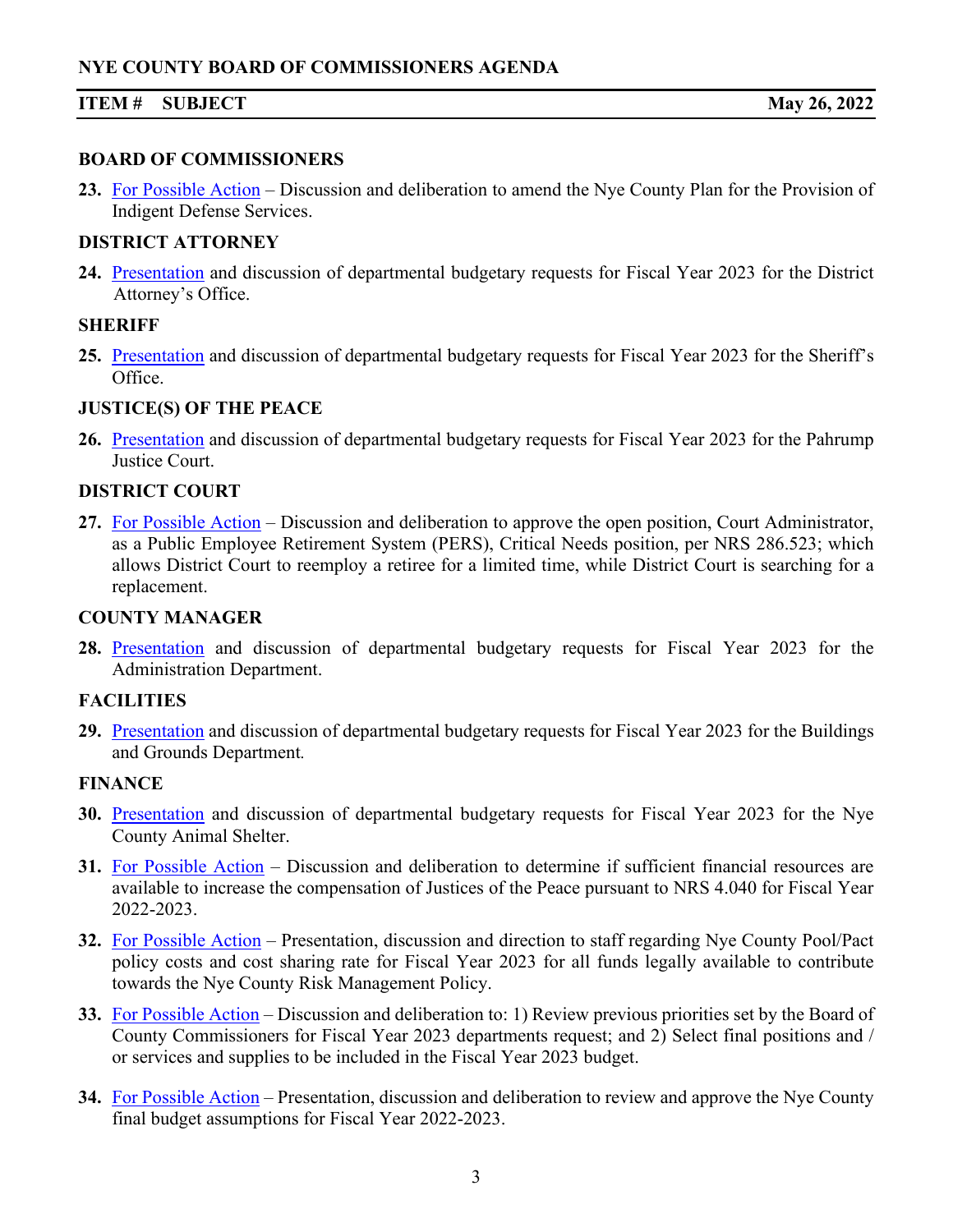**NYE COUNTY BOARD OF COMMISSIONERS AGENDA**

**ITEM # SUBJECT** **May 26, 2022**

### BOARD OF COMMISSIONERS

**23.** For Possible Action – Discussion and deliberation to amend the Nye County Plan for the Provision of Indigent Defense Services.

### DISTRICT ATTORNEY

**24.** Presentation and discussion of departmental budgetary requests for Fiscal Year 2023 for the District Attorney's Office.

### SHERIFF

**25.** Presentation and discussion of departmental budgetary requests for Fiscal Year 2023 for the Sheriff's Office.

### JUSTICE(S) OF THE PEACE

**26.** Presentation and discussion of departmental budgetary requests for Fiscal Year 2023 for the Pahrump Justice Court.

### DISTRICT COURT

**27.** For Possible Action – Discussion and deliberation to approve the open position, Court Administrator, as a Public Employee Retirement System (PERS), Critical Needs position, per NRS 286.523; which allows District Court to reemploy a retiree for a limited time, while District Court is searching for a replacement.

### COUNTY MANAGER

**28.** Presentation and discussion of departmental budgetary requests for Fiscal Year 2023 for the Administration Department.

### FACILITIES

**29.** Presentation and discussion of departmental budgetary requests for Fiscal Year 2023 for the Buildings and Grounds Department.

### FINANCE

**30.** Presentation and discussion of departmental budgetary requests for Fiscal Year 2023 for the Nye County Animal Shelter.

**31.** For Possible Action – Discussion and deliberation to determine if sufficient financial resources are available to increase the compensation of Justices of the Peace pursuant to NRS 4.040 for Fiscal Year 2022-2023.

**32.** For Possible Action – Presentation, discussion and direction to staff regarding Nye County Pool/Pact policy costs and cost sharing rate for Fiscal Year 2023 for all funds legally available to contribute towards the Nye County Risk Management Policy.

**33.** For Possible Action – Discussion and deliberation to: 1) Review previous priorities set by the Board of County Commissioners for Fiscal Year 2023 departments request; and 2) Select final positions and / or services and supplies to be included in the Fiscal Year 2023 budget.

**34.** For Possible Action – Presentation, discussion and deliberation to review and approve the Nye County final budget assumptions for Fiscal Year 2022-2023.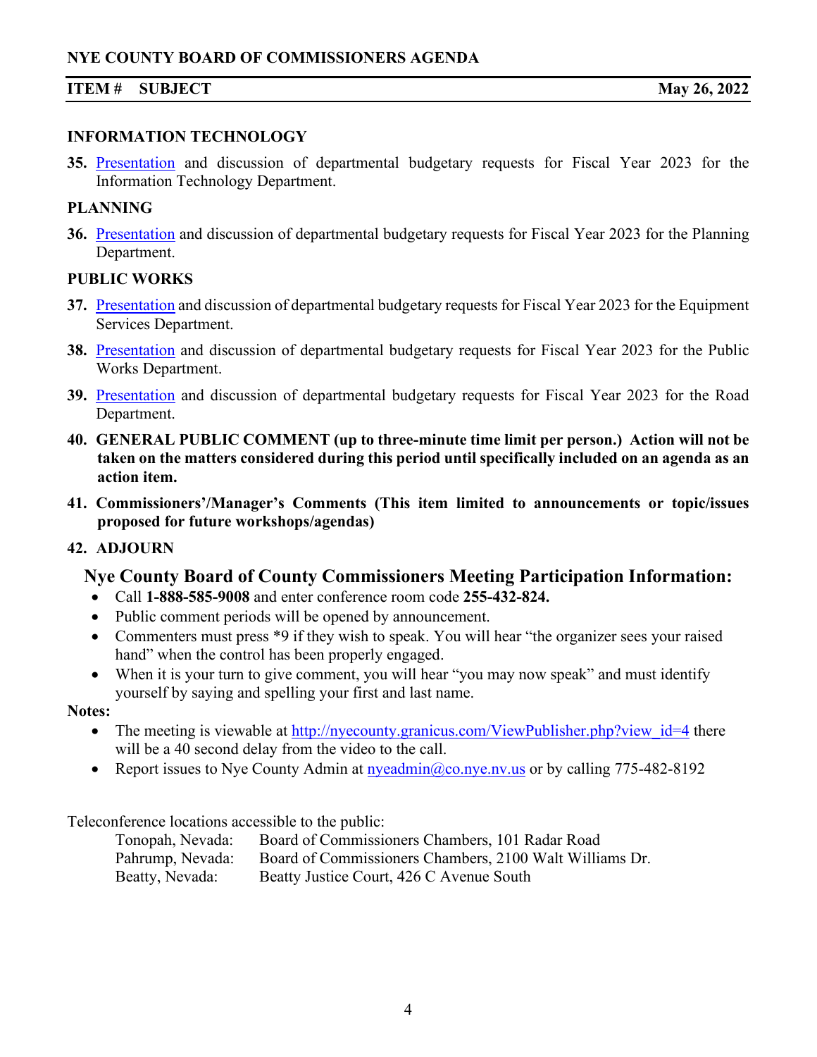**INFORMATION TECHNOLOGY**

**35.** Presentation and discussion of departmental budgetary requests for Fiscal Year 2023 for the Information Technology Department.

**PLANNING**

**36.** Presentation and discussion of departmental budgetary requests for Fiscal Year 2023 for the Planning Department.

**PUBLIC WORKS**

**37.** Presentation and discussion of departmental budgetary requests for Fiscal Year 2023 for the Equipment Services Department.

**38.** Presentation and discussion of departmental budgetary requests for Fiscal Year 2023 for the Public Works Department.

**39.** Presentation and discussion of departmental budgetary requests for Fiscal Year 2023 for the Road Department.

**40. GENERAL PUBLIC COMMENT (up to three-minute time limit per person.) Action will not be taken on the matters considered during this period until specifically included on an agenda as an action item.**

**41. Commissioners'/Manager's Comments (This item limited to announcements or topic/issues proposed for future workshops/agendas)**

**42. ADJOURN**

## Nye County Board of County Commissioners Meeting Participation Information:

- Call **1-888-585-9008** and enter conference room code **255-432-824.**
- Public comment periods will be opened by announcement.
- Commenters must press *9 if they wish to speak. You will hear "the organizer sees your raised hand" when the control has been properly engaged.
- When it is your turn to give comment, you will hear "you may now speak" and must identify yourself by saying and spelling your first and last name.

**Notes:**

- The meeting is viewable at http://nyecounty.granicus.com/ViewPublisher.php?view_id=4 there will be a 40 second delay from the video to the call.
- Report issues to Nye County Admin at nyeadmin@co.nye.nv.us or by calling 775-482-8192

Teleconference locations accessible to the public:

| | |
|---|---|
| Tonopah, Nevada: | Board of Commissioners Chambers, 101 Radar Road |
| Pahrump, Nevada: | Board of Commissioners Chambers, 2100 Walt Williams Dr. |
| Beatty, Nevada: | Beatty Justice Court, 426 C Avenue South |